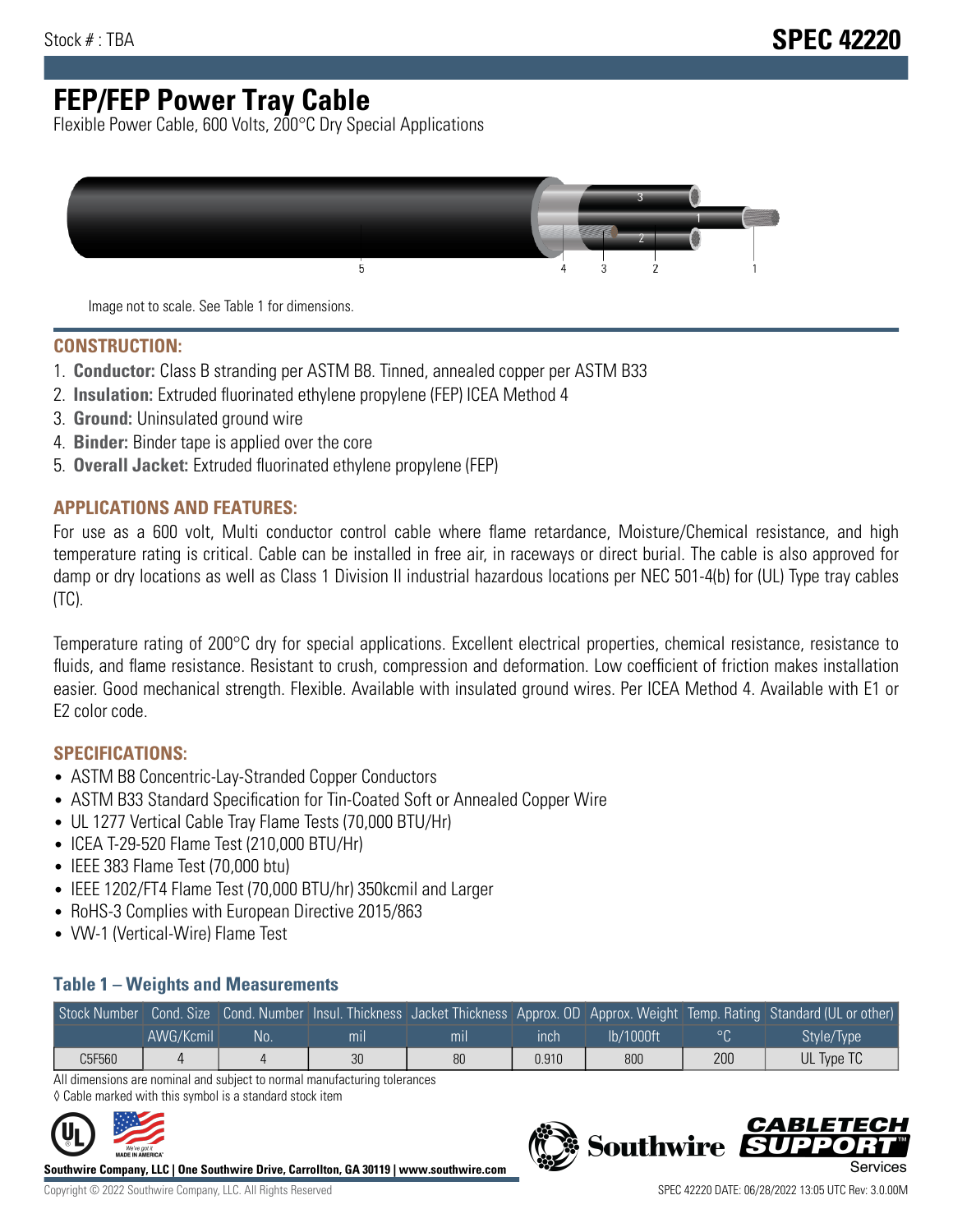Stock # : TBA

# SPEC 42220

# FEP/FEP Power Tray Cable

Flexible Power Cable, 600 Volts, 200°C Dry Special Applications

Image not to scale. See Table 1 for dimensions.

## CONSTRUCTION:

1. **Conductor:** Class B stranding per ASTM B8. Tinned, annealed copper per ASTM B33
2. **Insulation:** Extruded fluorinated ethylene propylene (FEP) ICEA Method 4
3. **Ground:** Uninsulated ground wire
4. **Binder:** Binder tape is applied over the core
5. **Overall Jacket:** Extruded fluorinated ethylene propylene (FEP)

## APPLICATIONS AND FEATURES:

For use as a 600 volt, Multi conductor control cable where flame retardance, Moisture/Chemical resistance, and high temperature rating is critical. Cable can be installed in free air, in raceways or direct burial. The cable is also approved for damp or dry locations as well as Class 1 Division II industrial hazardous locations per NEC 501-4(b) for (UL) Type tray cables (TC).

Temperature rating of 200°C dry for special applications. Excellent electrical properties, chemical resistance, resistance to fluids, and flame resistance. Resistant to crush, compression and deformation. Low coefficient of friction makes installation easier. Good mechanical strength. Flexible. Available with insulated ground wires. Per ICEA Method 4. Available with E1 or E2 color code.

## SPECIFICATIONS:

- ASTM B8 Concentric-Lay-Stranded Copper Conductors
- ASTM B33 Standard Specification for Tin-Coated Soft or Annealed Copper Wire
- UL 1277 Vertical Cable Tray Flame Tests (70,000 BTU/Hr)
- ICEA T-29-520 Flame Test (210,000 BTU/Hr)
- IEEE 383 Flame Test (70,000 btu)
- IEEE 1202/FT4 Flame Test (70,000 BTU/hr) 350kcmil and Larger
- RoHS-3 Complies with European Directive 2015/863
- VW-1 (Vertical-Wire) Flame Test

### Table 1 – Weights and Measurements

| Stock Number | Cond. Size | Cond. Number | Insul. Thickness | Jacket Thickness | Approx. OD | Approx. Weight | Temp. Rating | Standard (UL or other) |
|---|---|---|---|---|---|---|---|---|
| | AWG/Kcmil | No. | mil | mil | inch | lb/1000ft | °C | Style/Type |
| C5F560 | 4 | 4 | 30 | 80 | 0.910 | 800 | 200 | UL Type TC |

All dimensions are nominal and subject to normal manufacturing tolerances

◊ Cable marked with this symbol is a standard stock item

**Southwire Company, LLC | One Southwire Drive, Carrollton, GA 30119 | www.southwire.com**

Copyright © 2022 Southwire Company, LLC. All Rights Reserved

SPEC 42220 DATE: 06/28/2022 13:05 UTC Rev: 3.0.00M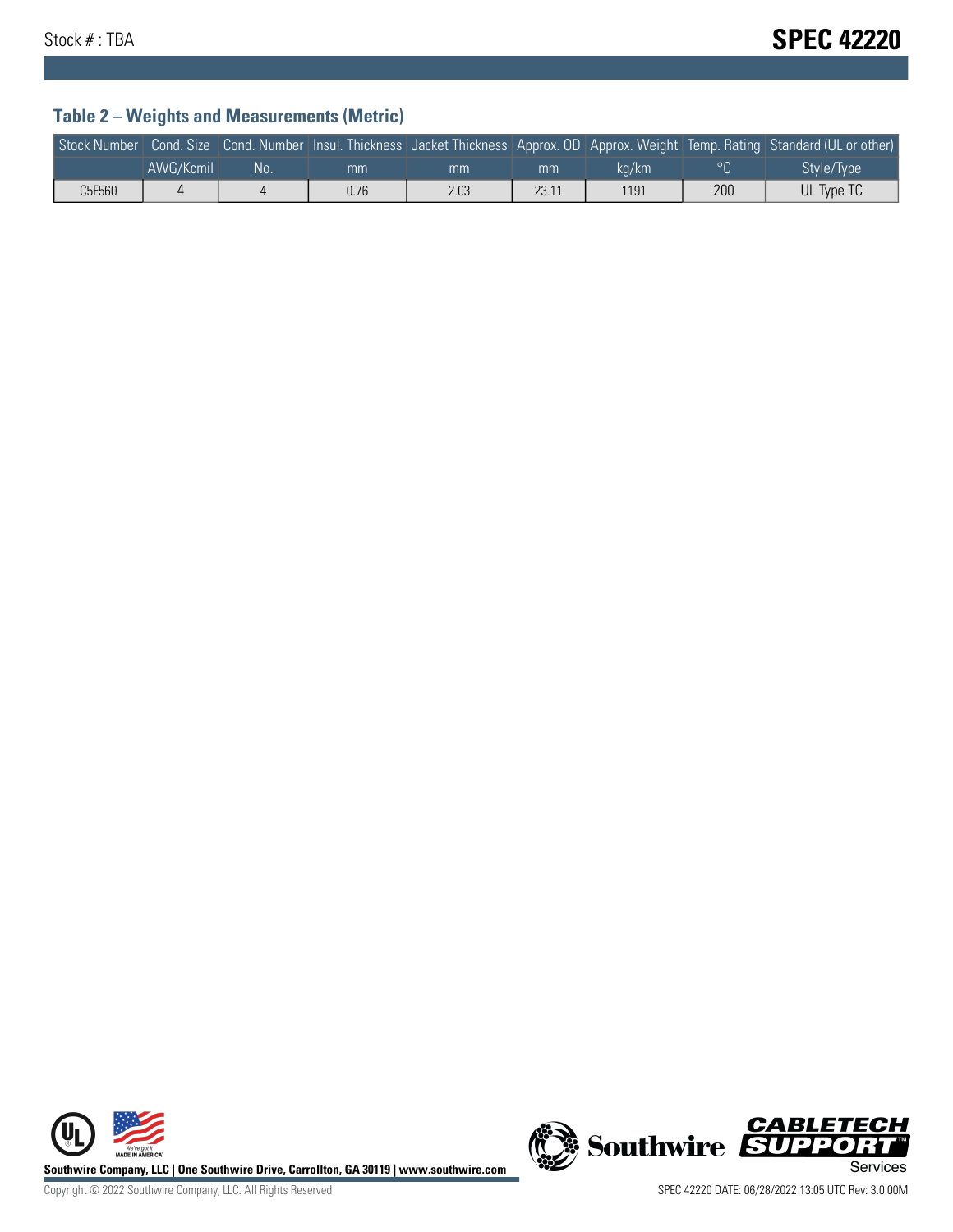## Table 2 – Weights and Measurements (Metric)

| Stock Number | Cond. Size | Cond. Number | Insul. Thickness | Jacket Thickness | Approx. OD | Approx. Weight | Temp. Rating | Standard (UL or other) |
|---|---|---|---|---|---|---|---|---|
| | AWG/Kcmil | No. | mm | mm | mm | kg/km | °C | Style/Type |
| C5F560 | 4 | 4 | 0.76 | 2.03 | 23.11 | 1191 | 200 | UL Type TC |